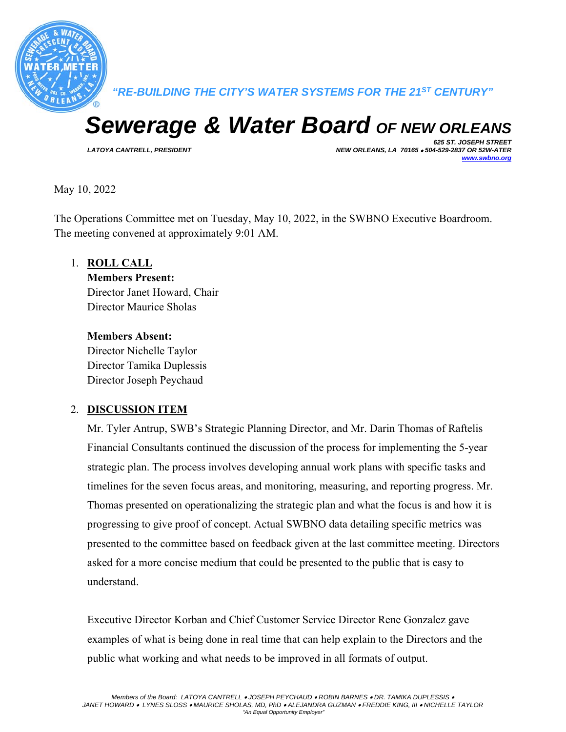*"RE-BUILDING THE CITY'S WATER SYSTEMS FOR THE 21ST CENTURY"*

# Sewerage & Water Board OF NEW ORLEANS

LATOYA CANTRELL, PRESIDENT

625 ST. JOSEPH STREET
NEW ORLEANS, LA 70165 • 504-529-2837 OR 52W-ATER
www.swbno.org

May 10, 2022

The Operations Committee met on Tuesday, May 10, 2022, in the SWBNO Executive Boardroom. The meeting convened at approximately 9:01 AM.

1. **ROLL CALL**

   **Members Present:**
   Director Janet Howard, Chair
   Director Maurice Sholas

   **Members Absent:**
   Director Nichelle Taylor
   Director Tamika Duplessis
   Director Joseph Peychaud

2. **DISCUSSION ITEM**

   Mr. Tyler Antrup, SWB's Strategic Planning Director, and Mr. Darin Thomas of Raftelis Financial Consultants continued the discussion of the process for implementing the 5-year strategic plan. The process involves developing annual work plans with specific tasks and timelines for the seven focus areas, and monitoring, measuring, and reporting progress. Mr. Thomas presented on operationalizing the strategic plan and what the focus is and how it is progressing to give proof of concept. Actual SWBNO data detailing specific metrics was presented to the committee based on feedback given at the last committee meeting. Directors asked for a more concise medium that could be presented to the public that is easy to understand.

   Executive Director Korban and Chief Customer Service Director Rene Gonzalez gave examples of what is being done in real time that can help explain to the Directors and the public what working and what needs to be improved in all formats of output.

Members of the Board: LATOYA CANTRELL • JOSEPH PEYCHAUD • ROBIN BARNES • DR. TAMIKA DUPLESSIS • JANET HOWARD • LYNES SLOSS • MAURICE SHOLAS, MD, PhD • ALEJANDRA GUZMAN • FREDDIE KING, III • NICHELLE TAYLOR
"An Equal Opportunity Employer"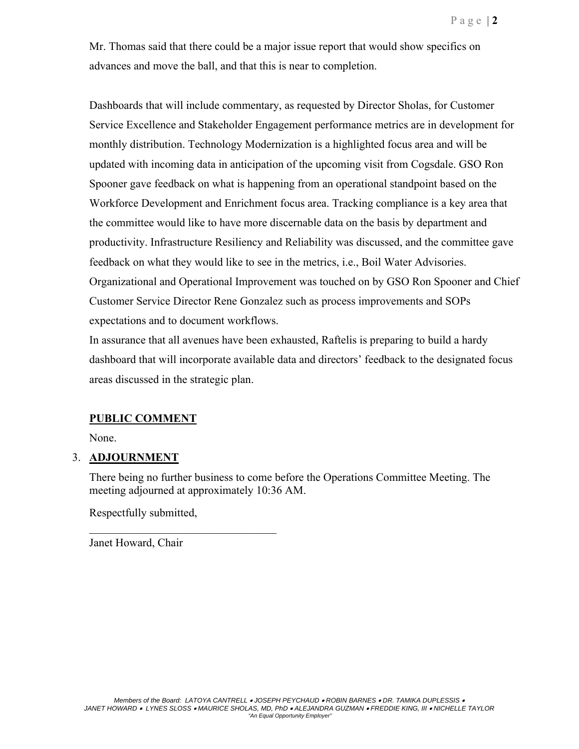Mr. Thomas said that there could be a major issue report that would show specifics on advances and move the ball, and that this is near to completion.

Dashboards that will include commentary, as requested by Director Sholas, for Customer Service Excellence and Stakeholder Engagement performance metrics are in development for monthly distribution. Technology Modernization is a highlighted focus area and will be updated with incoming data in anticipation of the upcoming visit from Cogsdale. GSO Ron Spooner gave feedback on what is happening from an operational standpoint based on the Workforce Development and Enrichment focus area. Tracking compliance is a key area that the committee would like to have more discernable data on the basis by department and productivity. Infrastructure Resiliency and Reliability was discussed, and the committee gave feedback on what they would like to see in the metrics, i.e., Boil Water Advisories. Organizational and Operational Improvement was touched on by GSO Ron Spooner and Chief Customer Service Director Rene Gonzalez such as process improvements and SOPs expectations and to document workflows.

In assurance that all avenues have been exhausted, Raftelis is preparing to build a hardy dashboard that will incorporate available data and directors' feedback to the designated focus areas discussed in the strategic plan.

**PUBLIC COMMENT**

None.

3. **ADJOURNMENT**

There being no further business to come before the Operations Committee Meeting. The meeting adjourned at approximately 10:36 AM.

Respectfully submitted,

___________________________________

Janet Howard, Chair

*Members of the Board: LATOYA CANTRELL • JOSEPH PEYCHAUD • ROBIN BARNES • DR. TAMIKA DUPLESSIS • JANET HOWARD • LYNES SLOSS • MAURICE SHOLAS, MD, PhD • ALEJANDRA GUZMAN • FREDDIE KING, III • NICHELLE TAYLOR*
*"An Equal Opportunity Employer"*